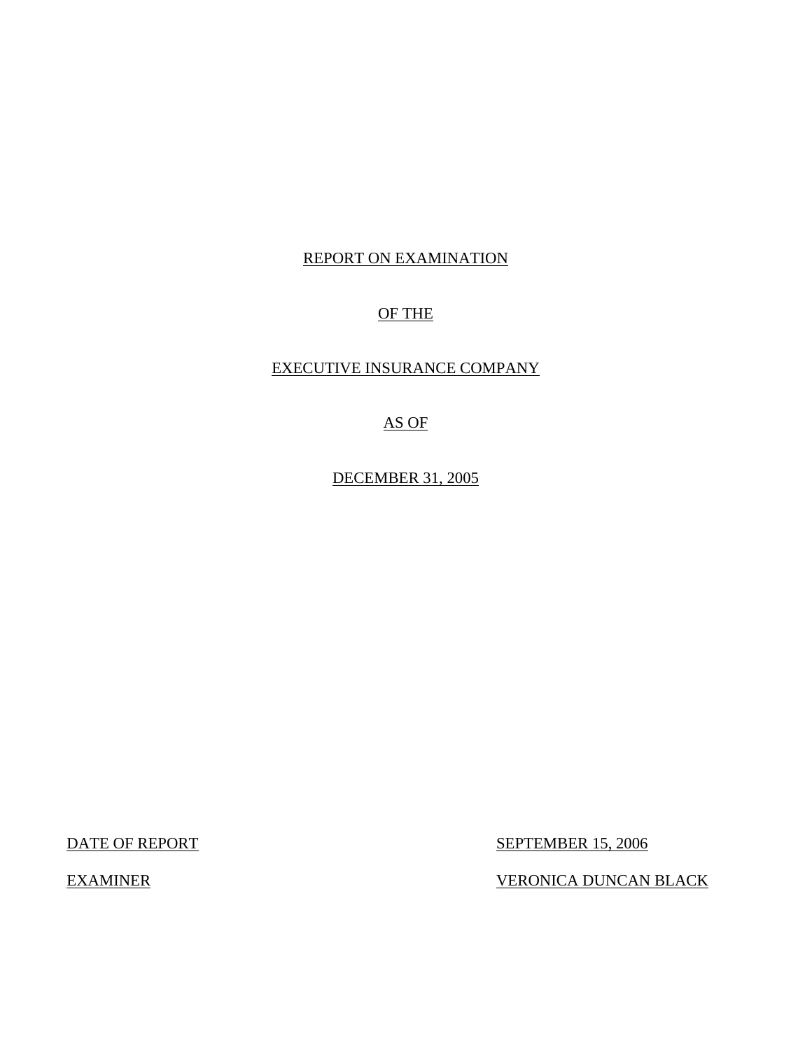# REPORT ON EXAMINATION

# OF THE

# EXECUTIVE INSURANCE COMPANY

# AS OF

# DECEMBER 31, 2005

| | |
|---|---|
| DATE OF REPORT | SEPTEMBER 15, 2006 |
| EXAMINER | VERONICA DUNCAN BLACK |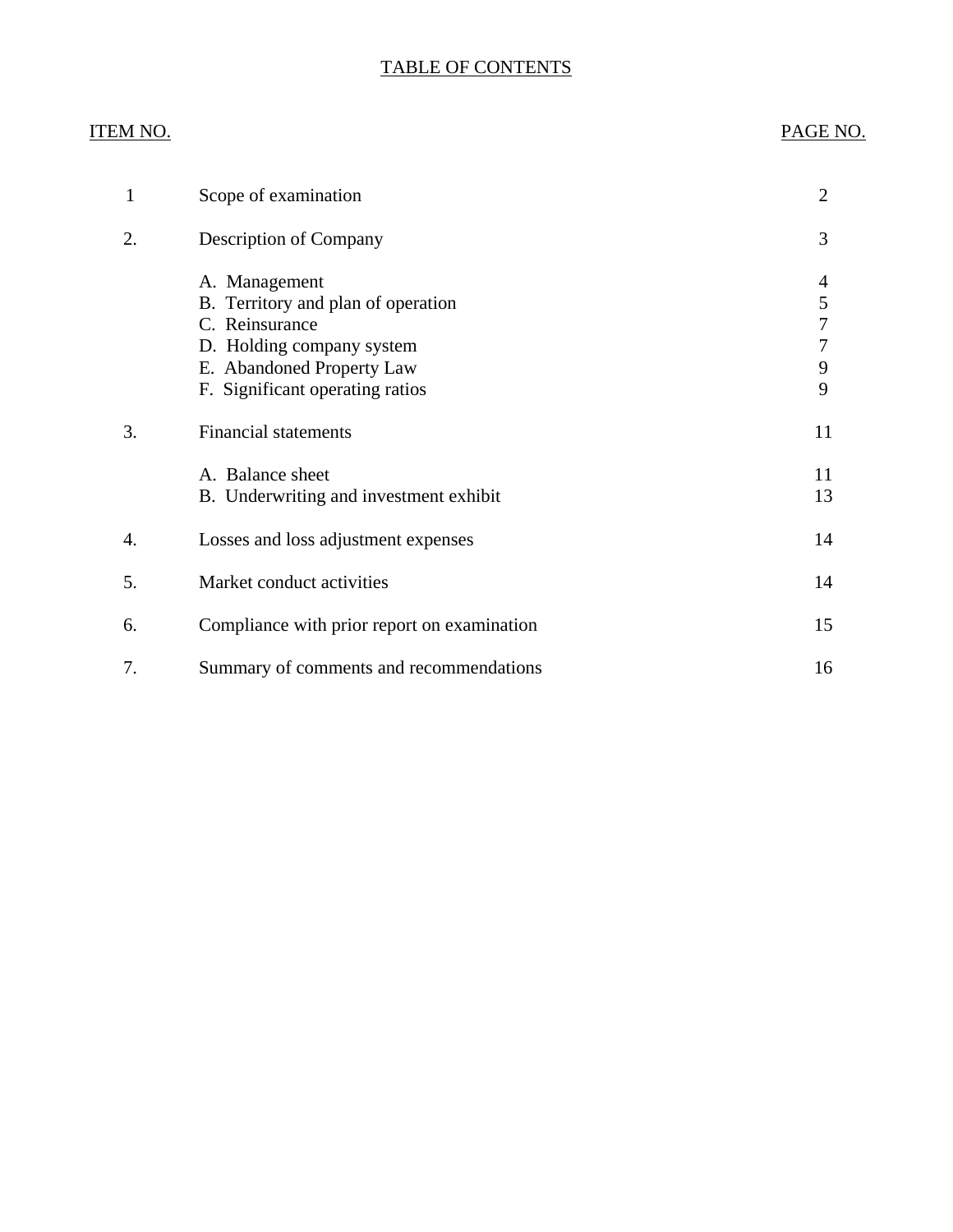# TABLE OF CONTENTS

| ITEM NO. | | PAGE NO. |
|---|---|---|
| 1 | Scope of examination | 2 |
| 2. | Description of Company | 3 |
| | A. Management | 4 |
| | B. Territory and plan of operation | 5 |
| | C. Reinsurance | 7 |
| | D. Holding company system | 7 |
| | E. Abandoned Property Law | 9 |
| | F. Significant operating ratios | 9 |
| 3. | Financial statements | 11 |
| | A. Balance sheet | 11 |
| | B. Underwriting and investment exhibit | 13 |
| 4. | Losses and loss adjustment expenses | 14 |
| 5. | Market conduct activities | 14 |
| 6. | Compliance with prior report on examination | 15 |
| 7. | Summary of comments and recommendations | 16 |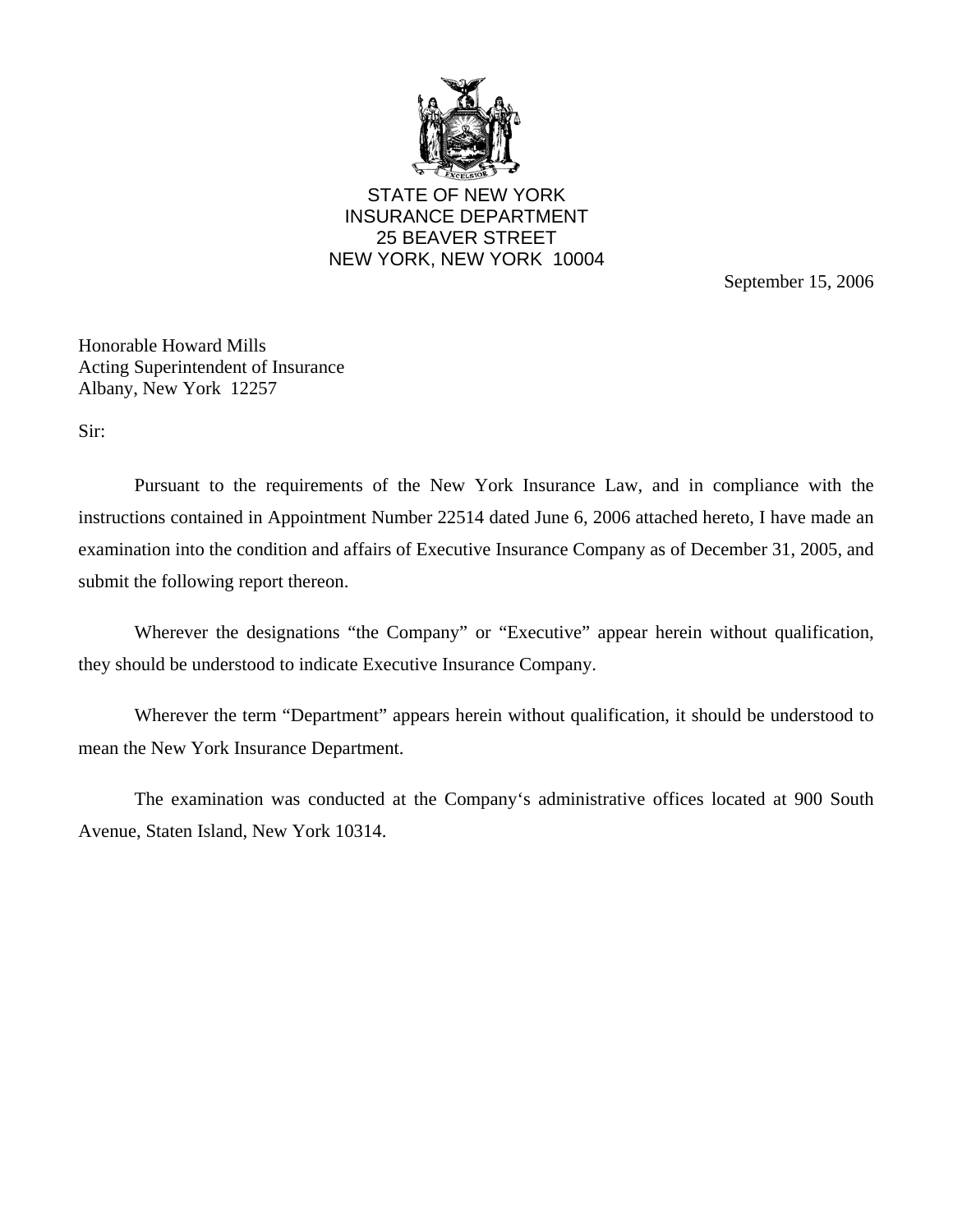STATE OF NEW YORK
INSURANCE DEPARTMENT
25 BEAVER STREET
NEW YORK, NEW YORK 10004

September 15, 2006

Honorable Howard Mills
Acting Superintendent of Insurance
Albany, New York 12257

Sir:

Pursuant to the requirements of the New York Insurance Law, and in compliance with the instructions contained in Appointment Number 22514 dated June 6, 2006 attached hereto, I have made an examination into the condition and affairs of Executive Insurance Company as of December 31, 2005, and submit the following report thereon.

Wherever the designations "the Company" or "Executive" appear herein without qualification, they should be understood to indicate Executive Insurance Company.

Wherever the term "Department" appears herein without qualification, it should be understood to mean the New York Insurance Department.

The examination was conducted at the Company's administrative offices located at 900 South Avenue, Staten Island, New York 10314.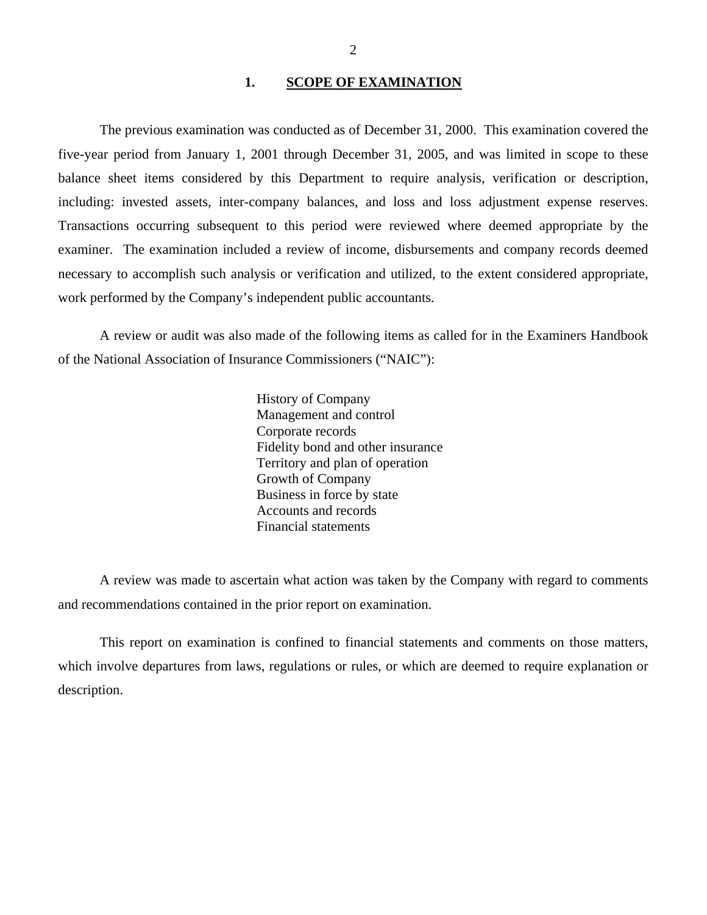## 1. SCOPE OF EXAMINATION

The previous examination was conducted as of December 31, 2000. This examination covered the five-year period from January 1, 2001 through December 31, 2005, and was limited in scope to these balance sheet items considered by this Department to require analysis, verification or description, including: invested assets, inter-company balances, and loss and loss adjustment expense reserves. Transactions occurring subsequent to this period were reviewed where deemed appropriate by the examiner. The examination included a review of income, disbursements and company records deemed necessary to accomplish such analysis or verification and utilized, to the extent considered appropriate, work performed by the Company's independent public accountants.

A review or audit was also made of the following items as called for in the Examiners Handbook of the National Association of Insurance Commissioners ("NAIC"):

- History of Company
- Management and control
- Corporate records
- Fidelity bond and other insurance
- Territory and plan of operation
- Growth of Company
- Business in force by state
- Accounts and records
- Financial statements

A review was made to ascertain what action was taken by the Company with regard to comments and recommendations contained in the prior report on examination.

This report on examination is confined to financial statements and comments on those matters, which involve departures from laws, regulations or rules, or which are deemed to require explanation or description.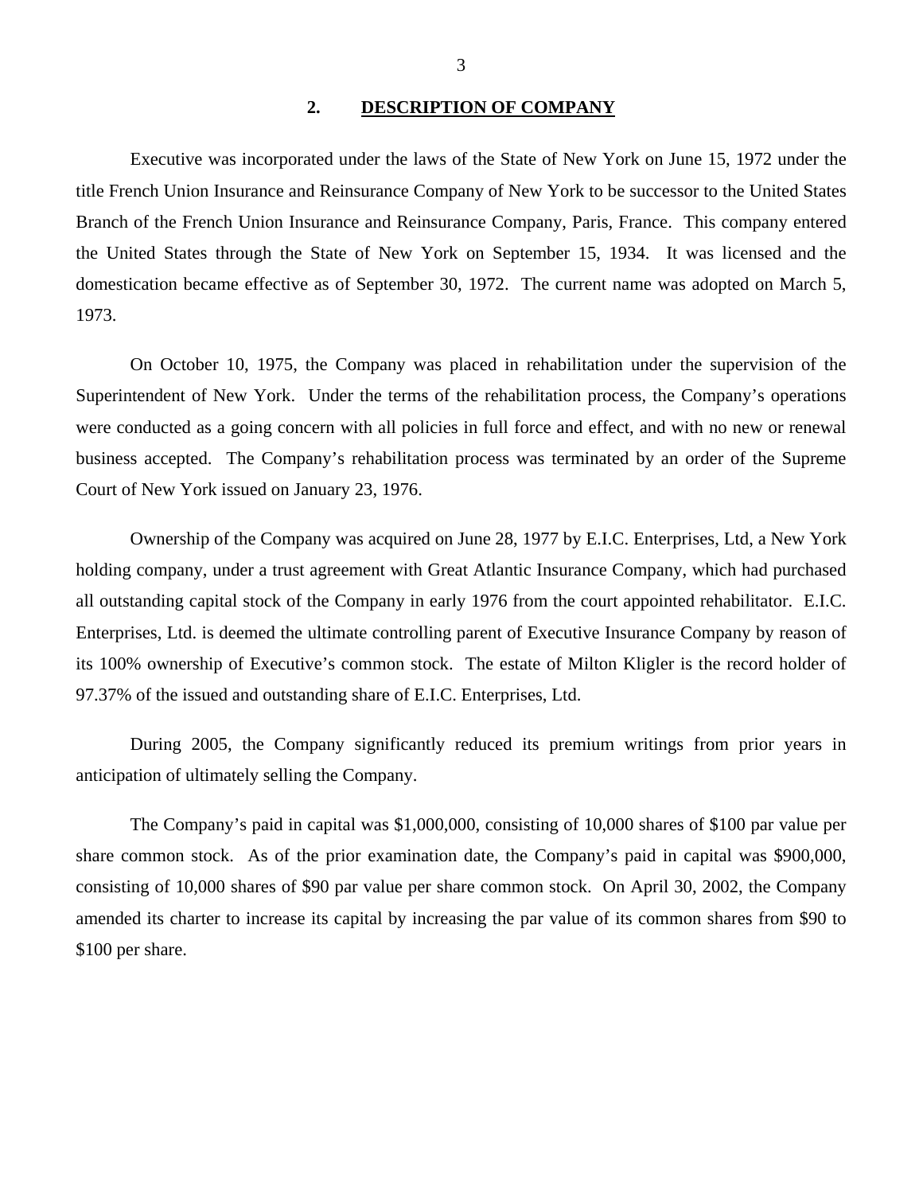## 2. DESCRIPTION OF COMPANY

Executive was incorporated under the laws of the State of New York on June 15, 1972 under the title French Union Insurance and Reinsurance Company of New York to be successor to the United States Branch of the French Union Insurance and Reinsurance Company, Paris, France. This company entered the United States through the State of New York on September 15, 1934. It was licensed and the domestication became effective as of September 30, 1972. The current name was adopted on March 5, 1973.

On October 10, 1975, the Company was placed in rehabilitation under the supervision of the Superintendent of New York. Under the terms of the rehabilitation process, the Company's operations were conducted as a going concern with all policies in full force and effect, and with no new or renewal business accepted. The Company's rehabilitation process was terminated by an order of the Supreme Court of New York issued on January 23, 1976.

Ownership of the Company was acquired on June 28, 1977 by E.I.C. Enterprises, Ltd, a New York holding company, under a trust agreement with Great Atlantic Insurance Company, which had purchased all outstanding capital stock of the Company in early 1976 from the court appointed rehabilitator. E.I.C. Enterprises, Ltd. is deemed the ultimate controlling parent of Executive Insurance Company by reason of its 100% ownership of Executive's common stock. The estate of Milton Kligler is the record holder of 97.37% of the issued and outstanding share of E.I.C. Enterprises, Ltd.

During 2005, the Company significantly reduced its premium writings from prior years in anticipation of ultimately selling the Company.

The Company's paid in capital was $1,000,000, consisting of 10,000 shares of $100 par value per share common stock. As of the prior examination date, the Company's paid in capital was $900,000, consisting of 10,000 shares of $90 par value per share common stock. On April 30, 2002, the Company amended its charter to increase its capital by increasing the par value of its common shares from $90 to $100 per share.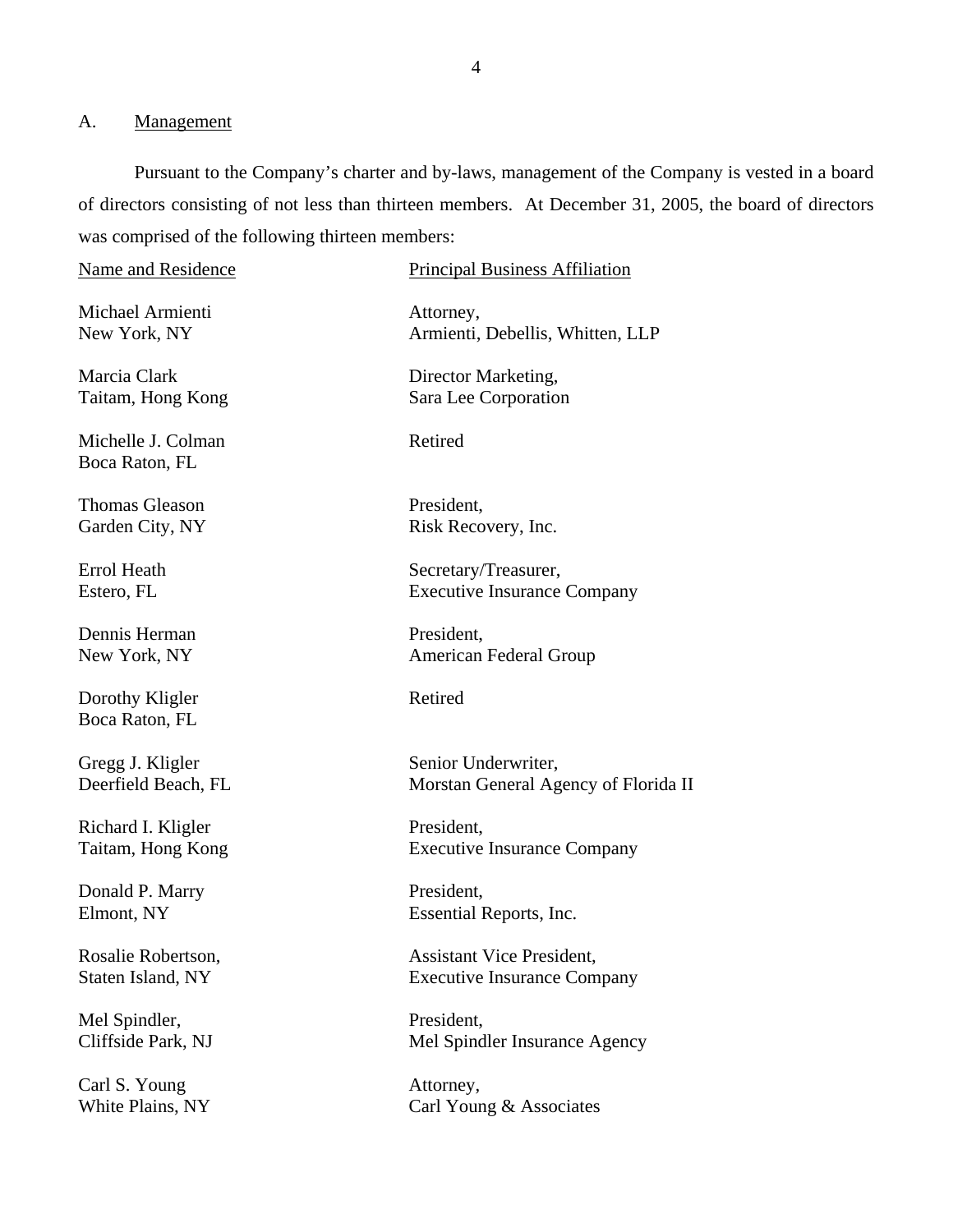## A. Management

Pursuant to the Company's charter and by-laws, management of the Company is vested in a board of directors consisting of not less than thirteen members. At December 31, 2005, the board of directors was comprised of the following thirteen members:

| Name and Residence | Principal Business Affiliation |
| --- | --- |
| Michael Armienti<br>New York, NY | Attorney,<br>Armienti, Debellis, Whitten, LLP |
| Marcia Clark<br>Taitam, Hong Kong | Director Marketing,<br>Sara Lee Corporation |
| Michelle J. Colman<br>Boca Raton, FL | Retired |
| Thomas Gleason<br>Garden City, NY | President,<br>Risk Recovery, Inc. |
| Errol Heath<br>Estero, FL | Secretary/Treasurer,<br>Executive Insurance Company |
| Dennis Herman<br>New York, NY | President,<br>American Federal Group |
| Dorothy Kligler<br>Boca Raton, FL | Retired |
| Gregg J. Kligler<br>Deerfield Beach, FL | Senior Underwriter,<br>Morstan General Agency of Florida II |
| Richard I. Kligler<br>Taitam, Hong Kong | President,<br>Executive Insurance Company |
| Donald P. Marry<br>Elmont, NY | President,<br>Essential Reports, Inc. |
| Rosalie Robertson,<br>Staten Island, NY | Assistant Vice President,<br>Executive Insurance Company |
| Mel Spindler,<br>Cliffside Park, NJ | President,<br>Mel Spindler Insurance Agency |
| Carl S. Young<br>White Plains, NY | Attorney,<br>Carl Young & Associates |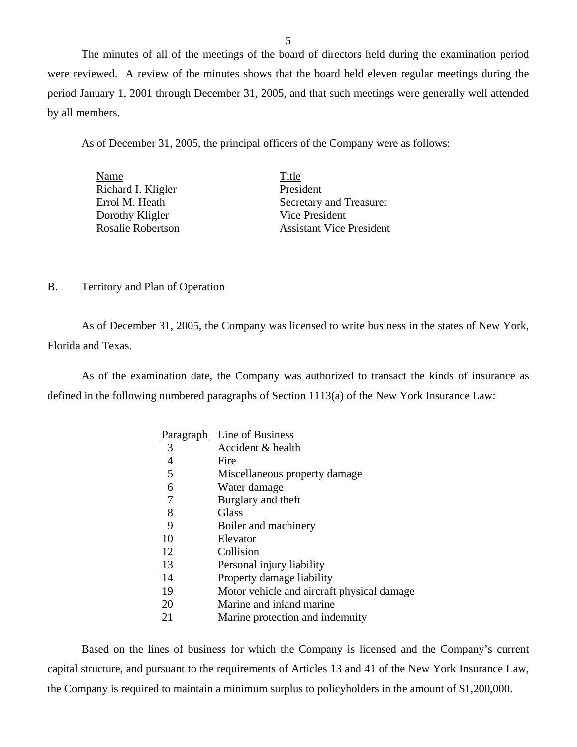The minutes of all of the meetings of the board of directors held during the examination period were reviewed. A review of the minutes shows that the board held eleven regular meetings during the period January 1, 2001 through December 31, 2005, and that such meetings were generally well attended by all members.

As of December 31, 2005, the principal officers of the Company were as follows:

| Name | Title |
|---|---|
| Richard I. Kligler | President |
| Errol M. Heath | Secretary and Treasurer |
| Dorothy Kligler | Vice President |
| Rosalie Robertson | Assistant Vice President |

## B. Territory and Plan of Operation

As of December 31, 2005, the Company was licensed to write business in the states of New York, Florida and Texas.

As of the examination date, the Company was authorized to transact the kinds of insurance as defined in the following numbered paragraphs of Section 1113(a) of the New York Insurance Law:

| Paragraph | Line of Business |
|---|---|
| 3 | Accident & health |
| 4 | Fire |
| 5 | Miscellaneous property damage |
| 6 | Water damage |
| 7 | Burglary and theft |
| 8 | Glass |
| 9 | Boiler and machinery |
| 10 | Elevator |
| 12 | Collision |
| 13 | Personal injury liability |
| 14 | Property damage liability |
| 19 | Motor vehicle and aircraft physical damage |
| 20 | Marine and inland marine |
| 21 | Marine protection and indemnity |

Based on the lines of business for which the Company is licensed and the Company's current capital structure, and pursuant to the requirements of Articles 13 and 41 of the New York Insurance Law, the Company is required to maintain a minimum surplus to policyholders in the amount of $1,200,000.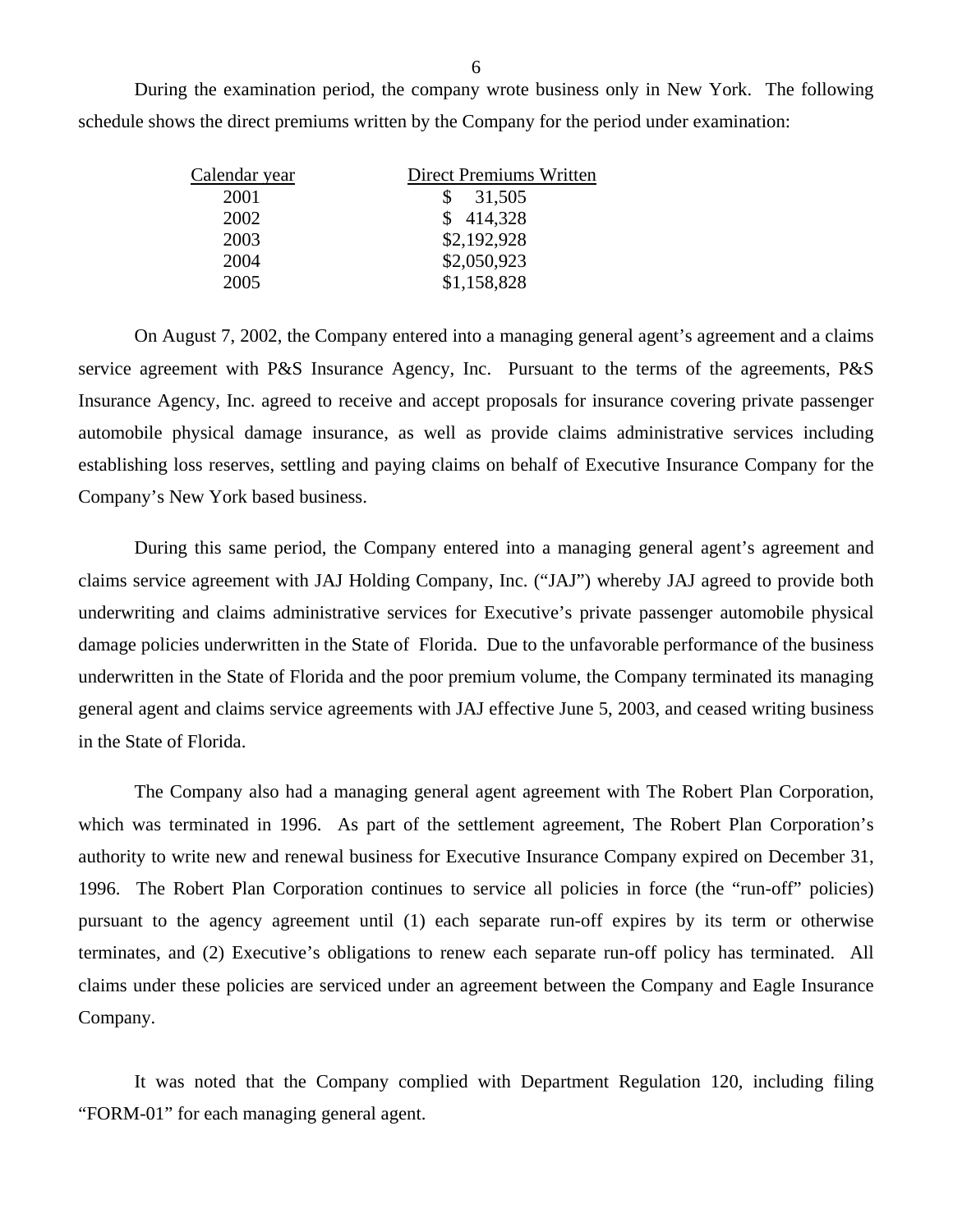During the examination period, the company wrote business only in New York. The following schedule shows the direct premiums written by the Company for the period under examination:

| Calendar year | Direct Premiums Written |
|---|---|
| 2001 | $ 31,505 |
| 2002 | $ 414,328 |
| 2003 | $2,192,928 |
| 2004 | $2,050,923 |
| 2005 | $1,158,828 |

On August 7, 2002, the Company entered into a managing general agent's agreement and a claims service agreement with P&S Insurance Agency, Inc. Pursuant to the terms of the agreements, P&S Insurance Agency, Inc. agreed to receive and accept proposals for insurance covering private passenger automobile physical damage insurance, as well as provide claims administrative services including establishing loss reserves, settling and paying claims on behalf of Executive Insurance Company for the Company's New York based business.

During this same period, the Company entered into a managing general agent's agreement and claims service agreement with JAJ Holding Company, Inc. ("JAJ") whereby JAJ agreed to provide both underwriting and claims administrative services for Executive's private passenger automobile physical damage policies underwritten in the State of Florida. Due to the unfavorable performance of the business underwritten in the State of Florida and the poor premium volume, the Company terminated its managing general agent and claims service agreements with JAJ effective June 5, 2003, and ceased writing business in the State of Florida.

The Company also had a managing general agent agreement with The Robert Plan Corporation, which was terminated in 1996. As part of the settlement agreement, The Robert Plan Corporation's authority to write new and renewal business for Executive Insurance Company expired on December 31, 1996. The Robert Plan Corporation continues to service all policies in force (the "run-off" policies) pursuant to the agency agreement until (1) each separate run-off expires by its term or otherwise terminates, and (2) Executive's obligations to renew each separate run-off policy has terminated. All claims under these policies are serviced under an agreement between the Company and Eagle Insurance Company.

It was noted that the Company complied with Department Regulation 120, including filing "FORM-01" for each managing general agent.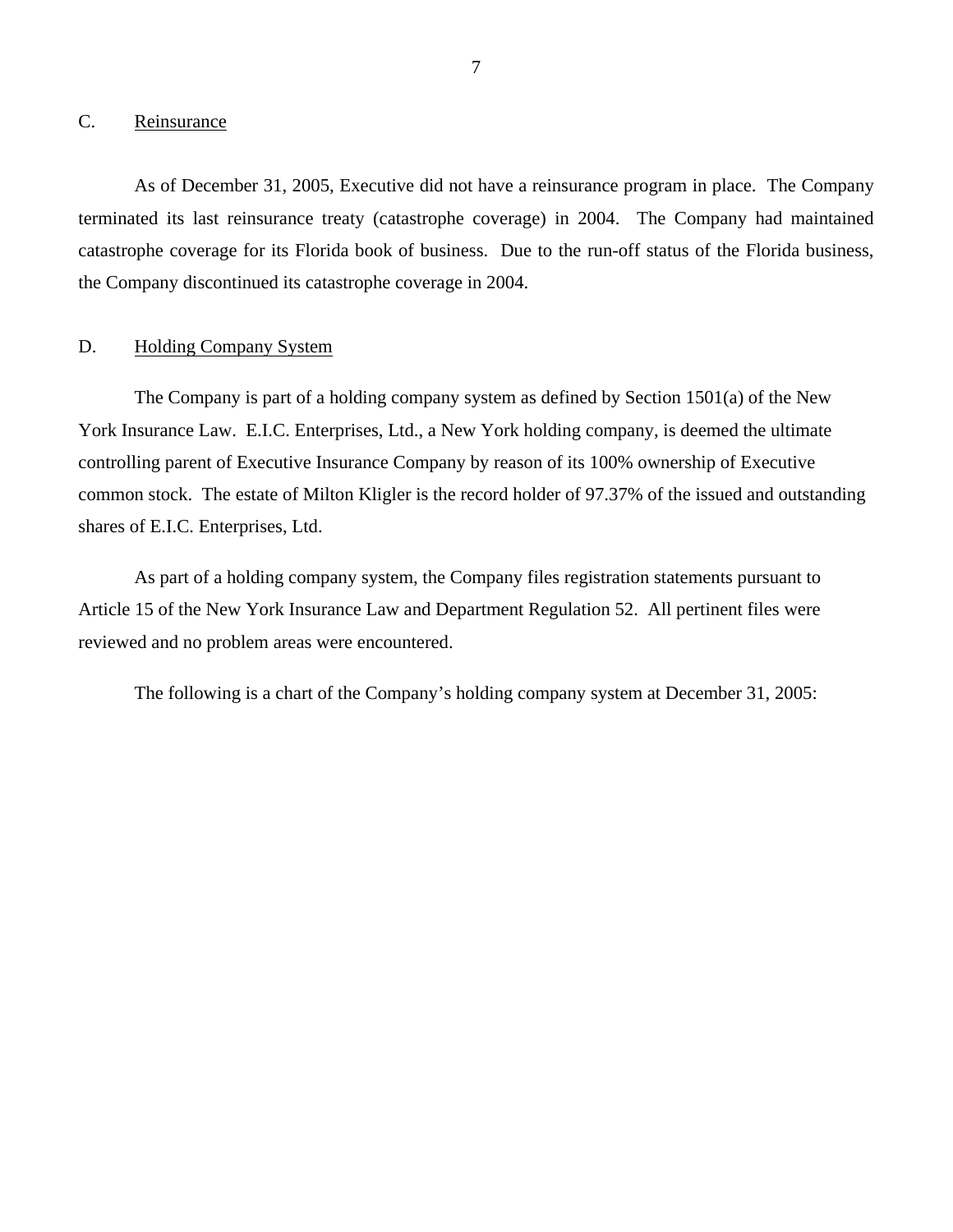## C. Reinsurance

As of December 31, 2005, Executive did not have a reinsurance program in place. The Company terminated its last reinsurance treaty (catastrophe coverage) in 2004. The Company had maintained catastrophe coverage for its Florida book of business. Due to the run-off status of the Florida business, the Company discontinued its catastrophe coverage in 2004.

## D. Holding Company System

The Company is part of a holding company system as defined by Section 1501(a) of the New York Insurance Law. E.I.C. Enterprises, Ltd., a New York holding company, is deemed the ultimate controlling parent of Executive Insurance Company by reason of its 100% ownership of Executive common stock. The estate of Milton Kligler is the record holder of 97.37% of the issued and outstanding shares of E.I.C. Enterprises, Ltd.

As part of a holding company system, the Company files registration statements pursuant to Article 15 of the New York Insurance Law and Department Regulation 52. All pertinent files were reviewed and no problem areas were encountered.

The following is a chart of the Company's holding company system at December 31, 2005: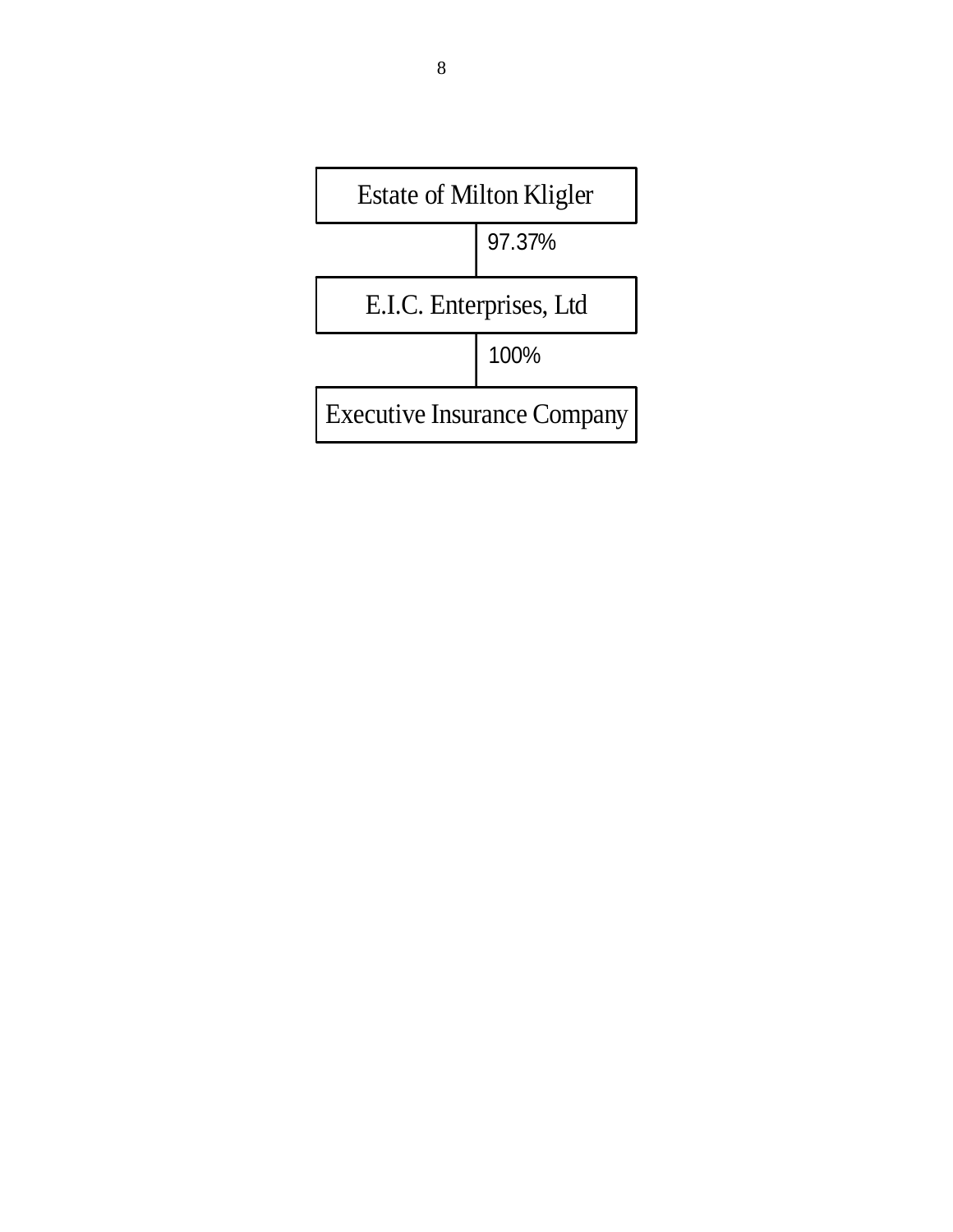Estate of Milton Kligler

97.37%

E.I.C. Enterprises, Ltd

100%

Executive Insurance Company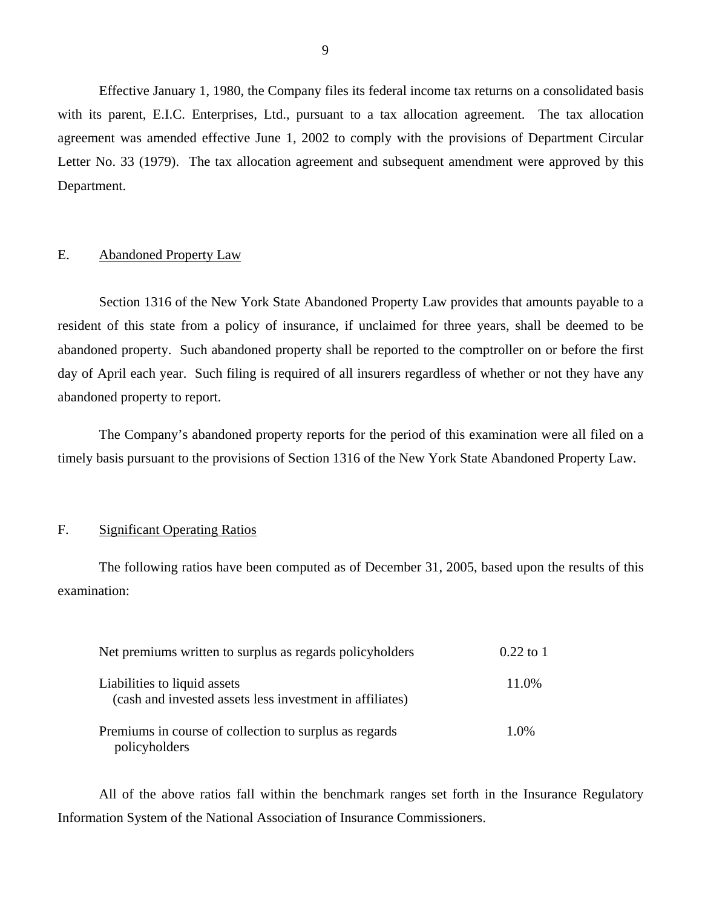Effective January 1, 1980, the Company files its federal income tax returns on a consolidated basis with its parent, E.I.C. Enterprises, Ltd., pursuant to a tax allocation agreement. The tax allocation agreement was amended effective June 1, 2002 to comply with the provisions of Department Circular Letter No. 33 (1979). The tax allocation agreement and subsequent amendment were approved by this Department.

## E. Abandoned Property Law

Section 1316 of the New York State Abandoned Property Law provides that amounts payable to a resident of this state from a policy of insurance, if unclaimed for three years, shall be deemed to be abandoned property. Such abandoned property shall be reported to the comptroller on or before the first day of April each year. Such filing is required of all insurers regardless of whether or not they have any abandoned property to report.

The Company's abandoned property reports for the period of this examination were all filed on a timely basis pursuant to the provisions of Section 1316 of the New York State Abandoned Property Law.

## F. Significant Operating Ratios

The following ratios have been computed as of December 31, 2005, based upon the results of this examination:

| | |
|---|---|
| Net premiums written to surplus as regards policyholders | 0.22 to 1 |
| Liabilities to liquid assets (cash and invested assets less investment in affiliates) | 11.0% |
| Premiums in course of collection to surplus as regards policyholders | 1.0% |

All of the above ratios fall within the benchmark ranges set forth in the Insurance Regulatory Information System of the National Association of Insurance Commissioners.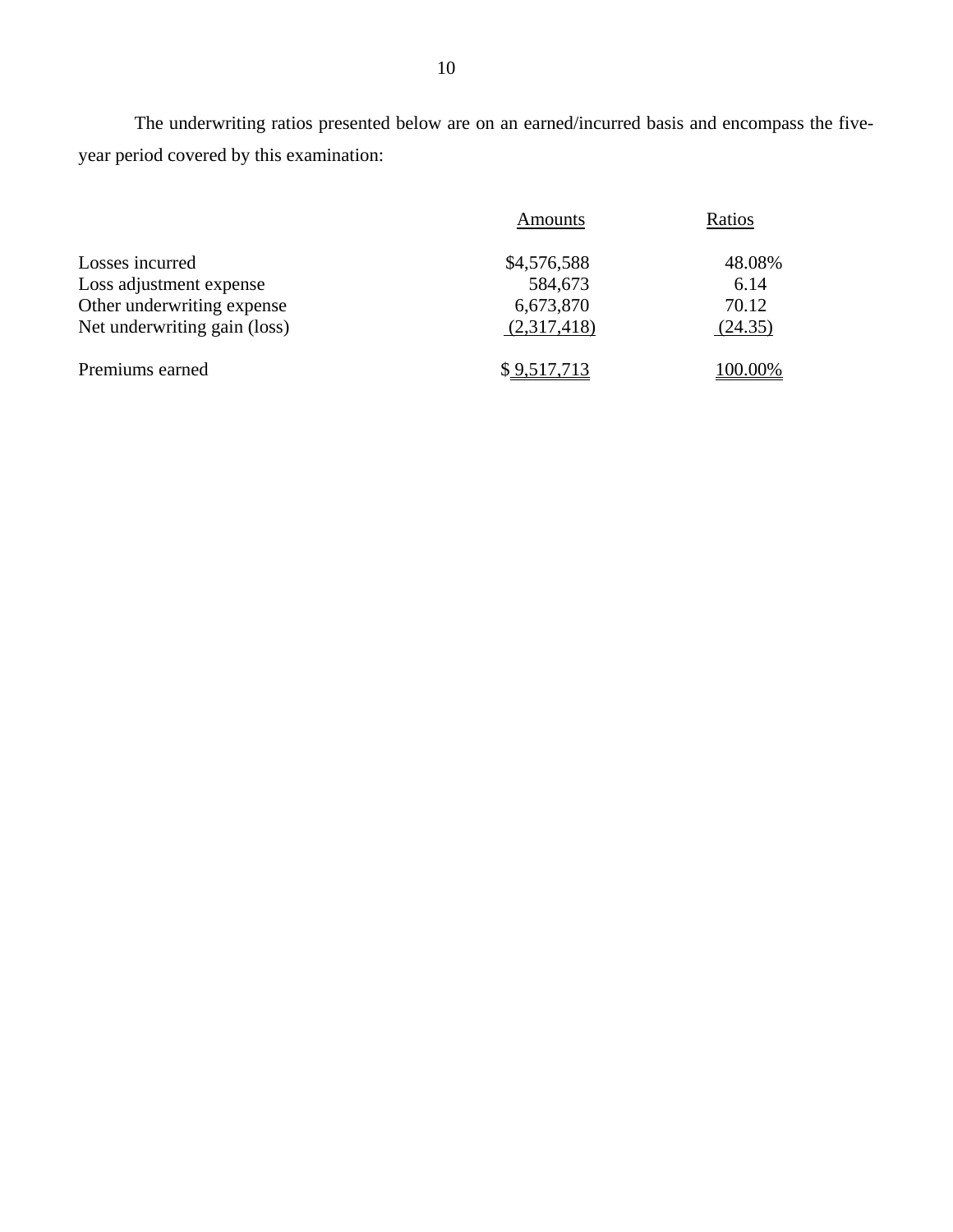The underwriting ratios presented below are on an earned/incurred basis and encompass the five-year period covered by this examination:

| | Amounts | Ratios |
|---|---|---|
| Losses incurred | $4,576,588 | 48.08% |
| Loss adjustment expense | 584,673 | 6.14 |
| Other underwriting expense | 6,673,870 | 70.12 |
| Net underwriting gain (loss) | (2,317,418) | (24.35) |
| Premiums earned | $ 9,517,713 | 100.00% |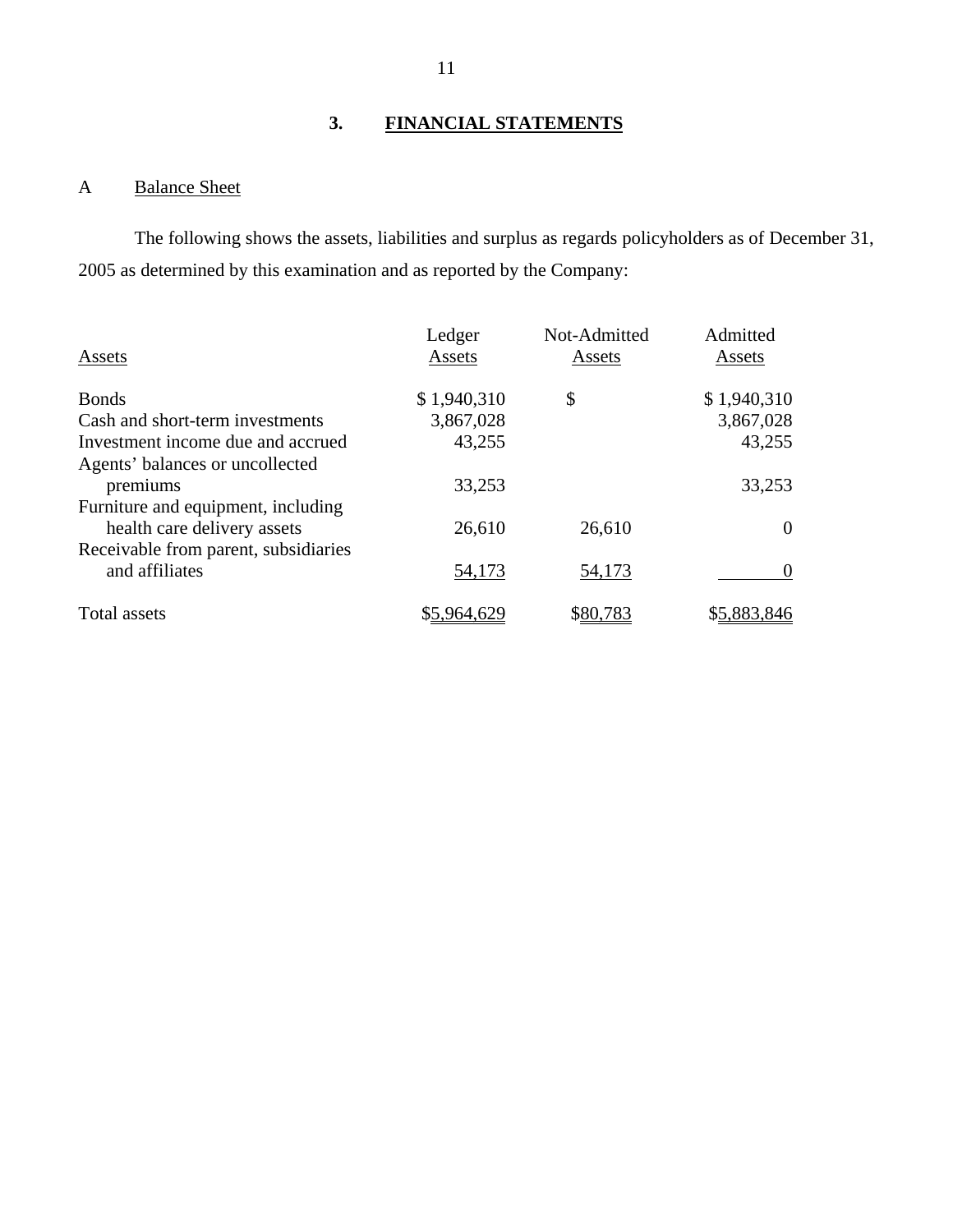## 3. FINANCIAL STATEMENTS

### A Balance Sheet

The following shows the assets, liabilities and surplus as regards policyholders as of December 31, 2005 as determined by this examination and as reported by the Company:

| Assets | Ledger Assets | Not-Admitted Assets | Admitted Assets |
|---|---|---|---|
| Bonds | $ 1,940,310 | $ | $ 1,940,310 |
| Cash and short-term investments | 3,867,028 | | 3,867,028 |
| Investment income due and accrued | 43,255 | | 43,255 |
| Agents' balances or uncollected premiums | 33,253 | | 33,253 |
| Furniture and equipment, including health care delivery assets | 26,610 | 26,610 | 0 |
| Receivable from parent, subsidiaries and affiliates | 54,173 | 54,173 | 0 |
| Total assets | $5,964,629 | $80,783 | $5,883,846 |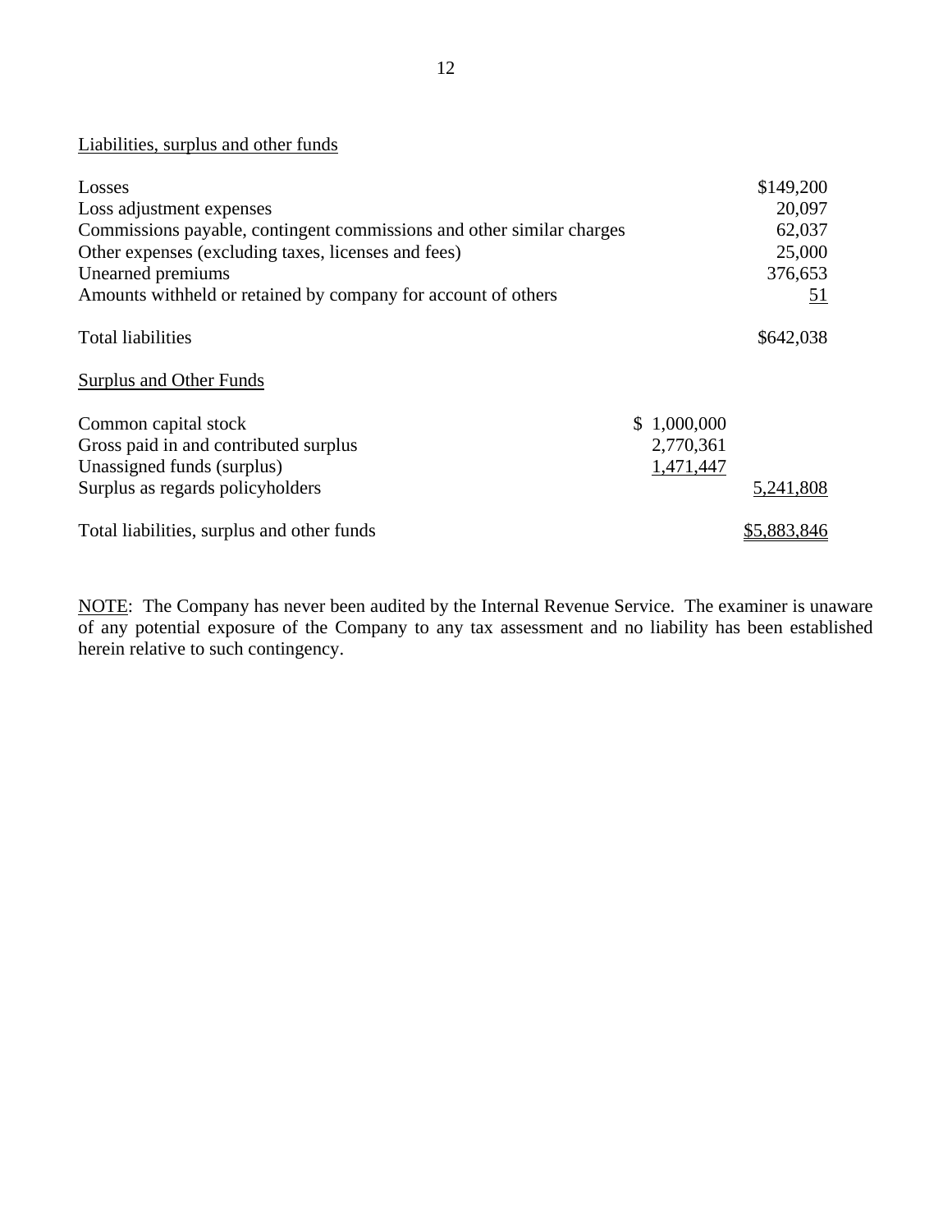Liabilities, surplus and other funds

| | | |
|---|---|---|
| Losses | | $149,200 |
| Loss adjustment expenses | | 20,097 |
| Commissions payable, contingent commissions and other similar charges | | 62,037 |
| Other expenses (excluding taxes, licenses and fees) | | 25,000 |
| Unearned premiums | | 376,653 |
| Amounts withheld or retained by company for account of others | | 51 |
| Total liabilities | | $642,038 |
| Surplus and Other Funds | | |
| Common capital stock | $ 1,000,000 | |
| Gross paid in and contributed surplus | 2,770,361 | |
| Unassigned funds (surplus) | 1,471,447 | |
| Surplus as regards policyholders | | 5,241,808 |
| Total liabilities, surplus and other funds | | $5,883,846 |

NOTE: The Company has never been audited by the Internal Revenue Service. The examiner is unaware of any potential exposure of the Company to any tax assessment and no liability has been established herein relative to such contingency.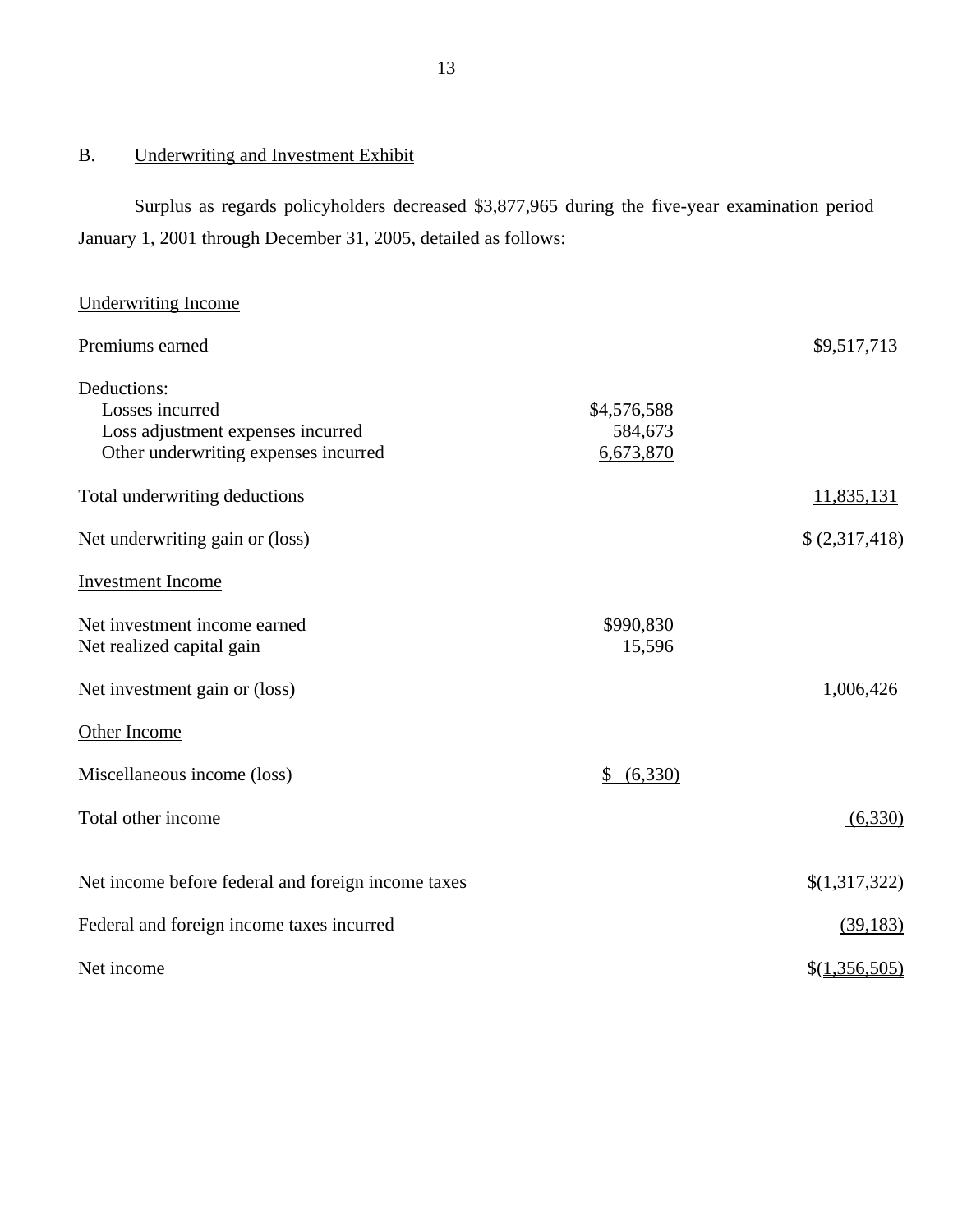## B. Underwriting and Investment Exhibit

Surplus as regards policyholders decreased $3,877,965 during the five-year examination period January 1, 2001 through December 31, 2005, detailed as follows:

| | | |
|---|---|---|
| Underwriting Income | | |
| Premiums earned | | $9,517,713 |
| Deductions: | | |
| Losses incurred | $4,576,588 | |
| Loss adjustment expenses incurred | 584,673 | |
| Other underwriting expenses incurred | 6,673,870 | |
| Total underwriting deductions | | 11,835,131 |
| Net underwriting gain or (loss) | | $ (2,317,418) |
| Investment Income | | |
| Net investment income earned | $990,830 | |
| Net realized capital gain | 15,596 | |
| Net investment gain or (loss) | | 1,006,426 |
| Other Income | | |
| Miscellaneous income (loss) | $ (6,330) | |
| Total other income | | (6,330) |
| Net income before federal and foreign income taxes | | $(1,317,322) |
| Federal and foreign income taxes incurred | | (39,183) |
| Net income | | $(1,356,505) |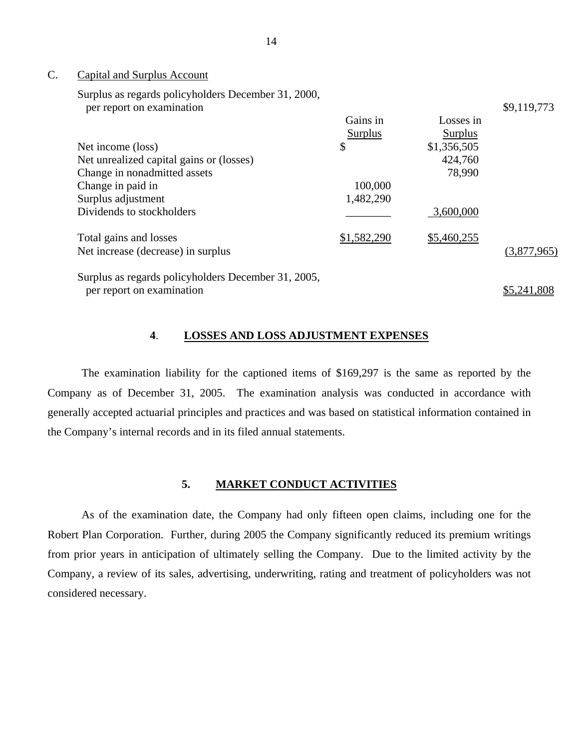C. Capital and Surplus Account

| | Gains in Surplus | Losses in Surplus | |
|---|---|---|---|
| Surplus as regards policyholders December 31, 2000, per report on examination | | | $9,119,773 |
| Net income (loss) | $ | $1,356,505 | |
| Net unrealized capital gains or (losses) | | 424,760 | |
| Change in nonadmitted assets | | 78,990 | |
| Change in paid in | 100,000 | | |
| Surplus adjustment | 1,482,290 | | |
| Dividends to stockholders | | 3,600,000 | |
| Total gains and losses | $1,582,290 | $5,460,255 | |
| Net increase (decrease) in surplus | | | (3,877,965) |
| Surplus as regards policyholders December 31, 2005, per report on examination | | | $5,241,808 |

## 4. LOSSES AND LOSS ADJUSTMENT EXPENSES

The examination liability for the captioned items of $169,297 is the same as reported by the Company as of December 31, 2005. The examination analysis was conducted in accordance with generally accepted actuarial principles and practices and was based on statistical information contained in the Company's internal records and in its filed annual statements.

## 5. MARKET CONDUCT ACTIVITIES

As of the examination date, the Company had only fifteen open claims, including one for the Robert Plan Corporation. Further, during 2005 the Company significantly reduced its premium writings from prior years in anticipation of ultimately selling the Company. Due to the limited activity by the Company, a review of its sales, advertising, underwriting, rating and treatment of policyholders was not considered necessary.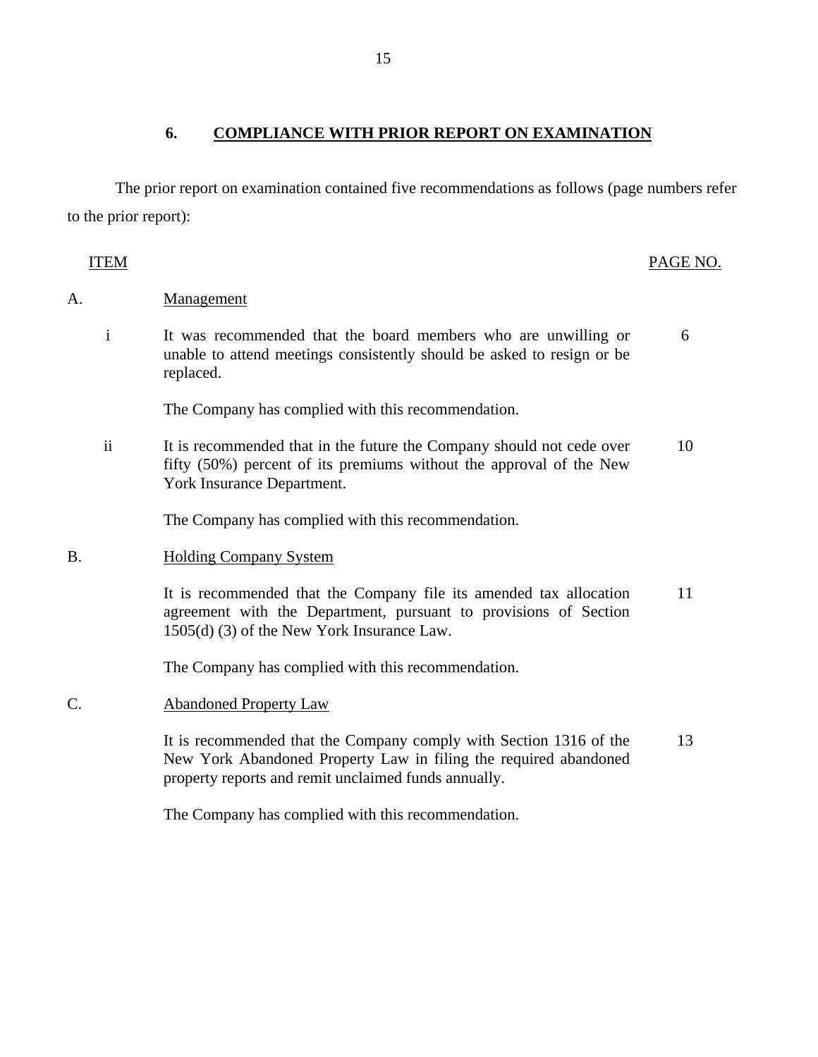## 6. COMPLIANCE WITH PRIOR REPORT ON EXAMINATION

The prior report on examination contained five recommendations as follows (page numbers refer to the prior report):

| ITEM | | PAGE NO. |
|---|---|---|
| A. | Management | |
| i | It was recommended that the board members who are unwilling or unable to attend meetings consistently should be asked to resign or be replaced. | 6 |
| | The Company has complied with this recommendation. | |
| ii | It is recommended that in the future the Company should not cede over fifty (50%) percent of its premiums without the approval of the New York Insurance Department. | 10 |
| | The Company has complied with this recommendation. | |
| B. | Holding Company System | |
| | It is recommended that the Company file its amended tax allocation agreement with the Department, pursuant to provisions of Section 1505(d) (3) of the New York Insurance Law. | 11 |
| | The Company has complied with this recommendation. | |
| C. | Abandoned Property Law | |
| | It is recommended that the Company comply with Section 1316 of the New York Abandoned Property Law in filing the required abandoned property reports and remit unclaimed funds annually. | 13 |
| | The Company has complied with this recommendation. | |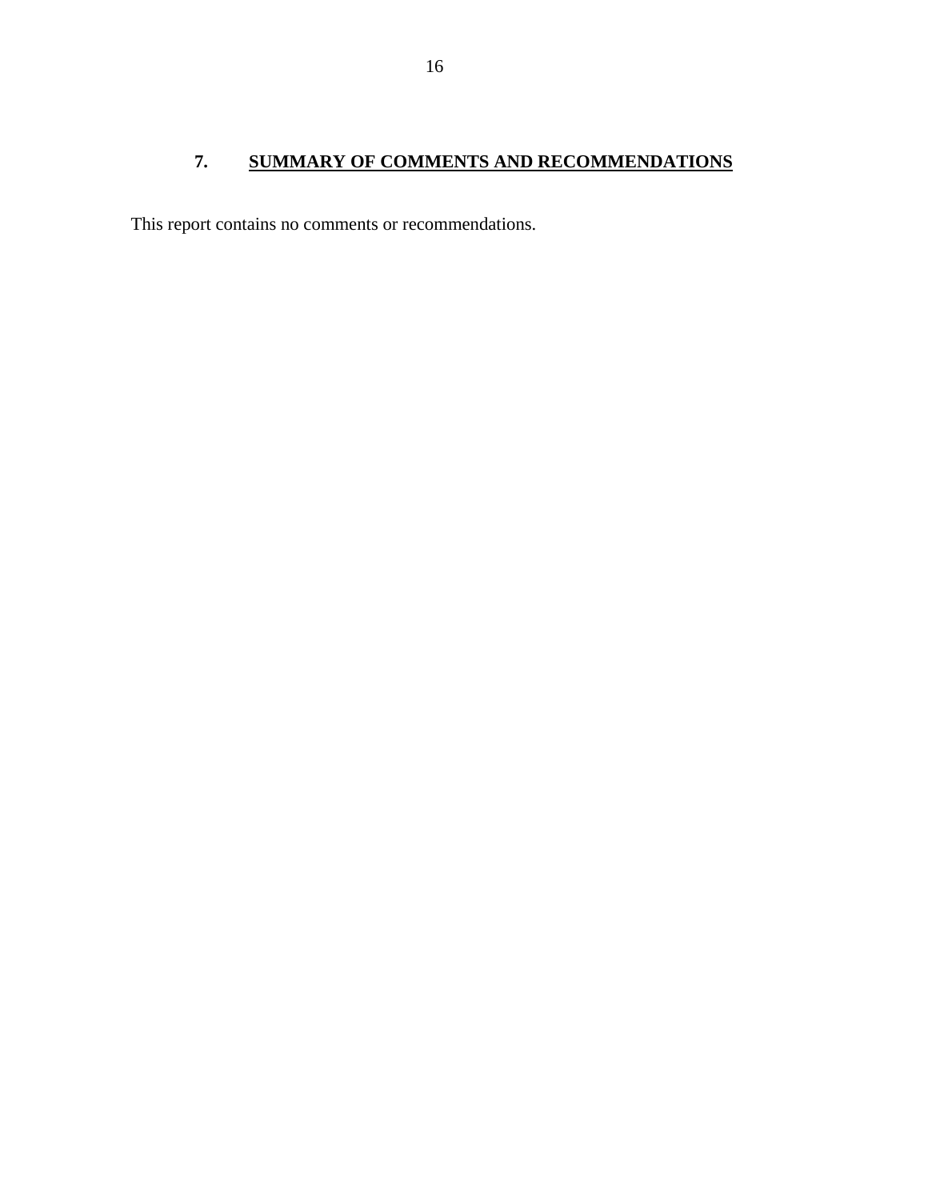## 7. SUMMARY OF COMMENTS AND RECOMMENDATIONS

This report contains no comments or recommendations.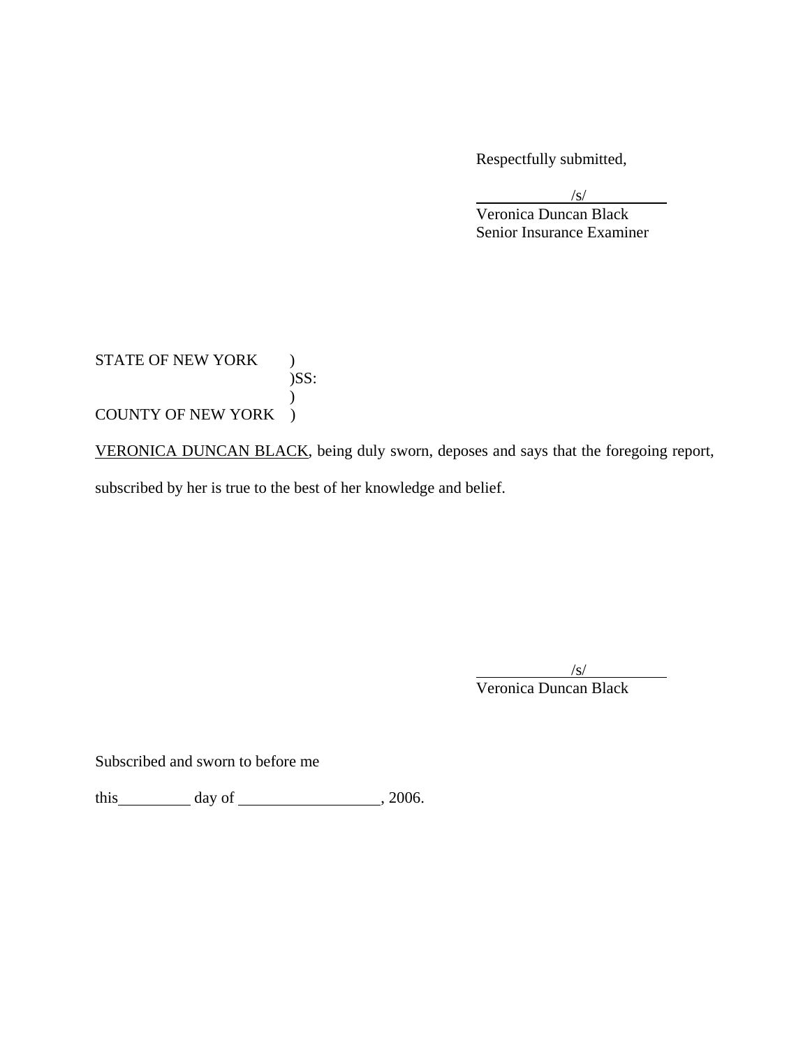Respectfully submitted,

/s/
Veronica Duncan Black
Senior Insurance Examiner

STATE OF NEW YORK )
)SS:
)
COUNTY OF NEW YORK )

VERONICA DUNCAN BLACK, being duly sworn, deposes and says that the foregoing report, subscribed by her is true to the best of her knowledge and belief.

/s/
Veronica Duncan Black

Subscribed and sworn to before me

this\_\_\_\_\_\_\_\_\_ day of \_\_\_\_\_\_\_\_\_\_\_\_\_\_\_\_\_\_, 2006.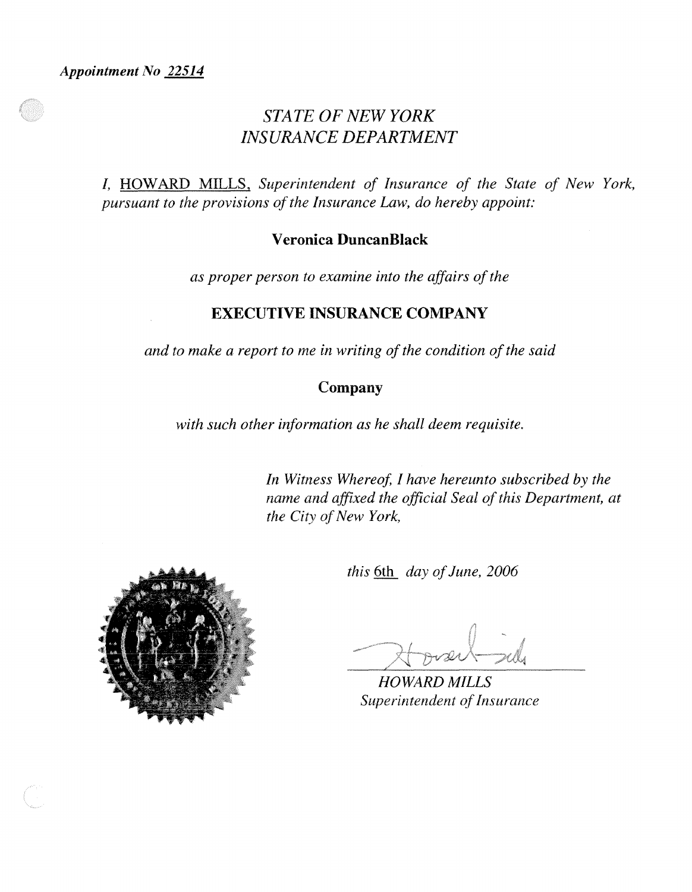*Appointment No* _22514_

## *STATE OF NEW YORK*
## *INSURANCE DEPARTMENT*

*I,* HOWARD MILLS, *Superintendent of Insurance of the State of New York, pursuant to the provisions of the Insurance Law, do hereby appoint:*

**Veronica DuncanBlack**

*as proper person to examine into the affairs of the*

**EXECUTIVE INSURANCE COMPANY**

*and to make a report to me in writing of the condition of the said*

**Company**

*with such other information as he shall deem requisite.*

*In Witness Whereof, I have hereunto subscribed by the name and affixed the official Seal of this Department, at the City of New York,*

*this* 6th *day of June, 2006*

*HOWARD MILLS*
*Superintendent of Insurance*